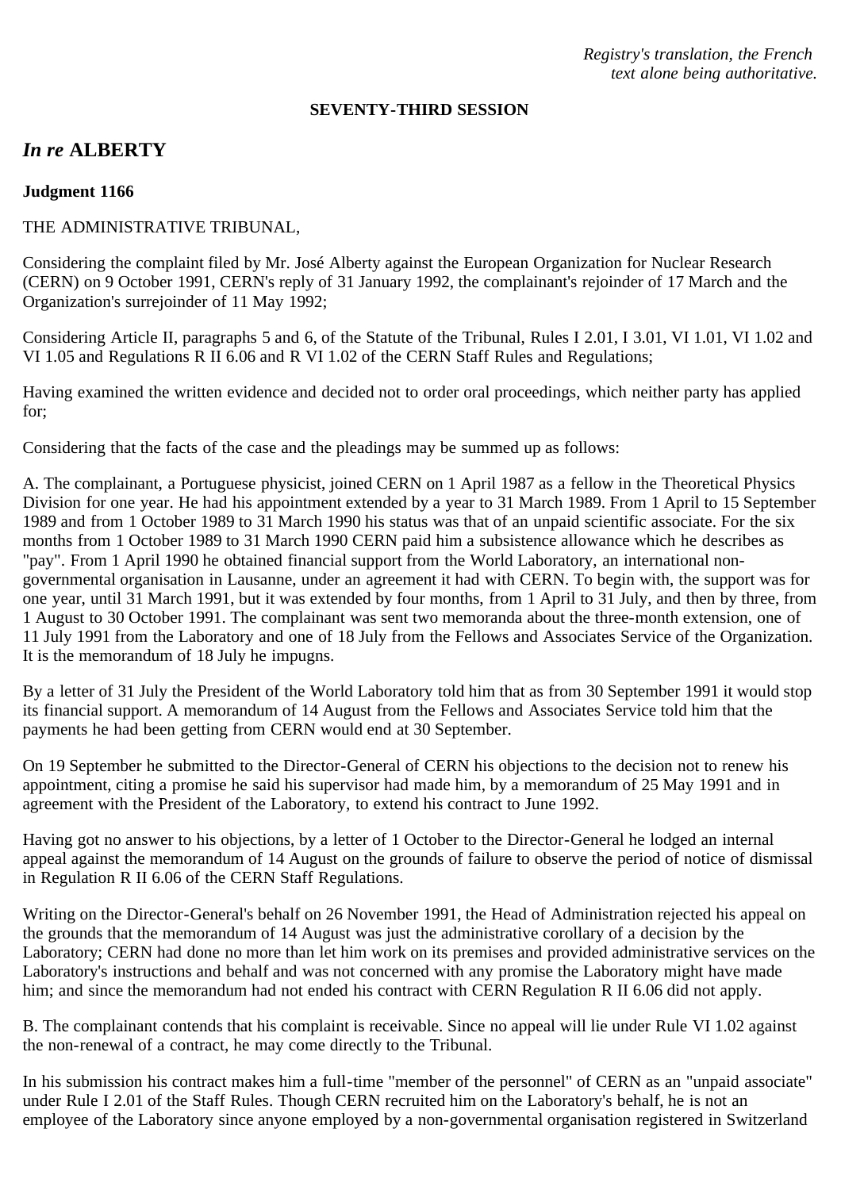*Registry's translation, the French text alone being authoritative.*

**SEVENTY-THIRD SESSION**

## *In re* ALBERTY

**Judgment 1166**

THE ADMINISTRATIVE TRIBUNAL,

Considering the complaint filed by Mr. José Alberty against the European Organization for Nuclear Research (CERN) on 9 October 1991, CERN's reply of 31 January 1992, the complainant's rejoinder of 17 March and the Organization's surrejoinder of 11 May 1992;

Considering Article II, paragraphs 5 and 6, of the Statute of the Tribunal, Rules I 2.01, I 3.01, VI 1.01, VI 1.02 and VI 1.05 and Regulations R II 6.06 and R VI 1.02 of the CERN Staff Rules and Regulations;

Having examined the written evidence and decided not to order oral proceedings, which neither party has applied for;

Considering that the facts of the case and the pleadings may be summed up as follows:

A. The complainant, a Portuguese physicist, joined CERN on 1 April 1987 as a fellow in the Theoretical Physics Division for one year. He had his appointment extended by a year to 31 March 1989. From 1 April to 15 September 1989 and from 1 October 1989 to 31 March 1990 his status was that of an unpaid scientific associate. For the six months from 1 October 1989 to 31 March 1990 CERN paid him a subsistence allowance which he describes as "pay". From 1 April 1990 he obtained financial support from the World Laboratory, an international non-governmental organisation in Lausanne, under an agreement it had with CERN. To begin with, the support was for one year, until 31 March 1991, but it was extended by four months, from 1 April to 31 July, and then by three, from 1 August to 30 October 1991. The complainant was sent two memoranda about the three-month extension, one of 11 July 1991 from the Laboratory and one of 18 July from the Fellows and Associates Service of the Organization. It is the memorandum of 18 July he impugns.

By a letter of 31 July the President of the World Laboratory told him that as from 30 September 1991 it would stop its financial support. A memorandum of 14 August from the Fellows and Associates Service told him that the payments he had been getting from CERN would end at 30 September.

On 19 September he submitted to the Director-General of CERN his objections to the decision not to renew his appointment, citing a promise he said his supervisor had made him, by a memorandum of 25 May 1991 and in agreement with the President of the Laboratory, to extend his contract to June 1992.

Having got no answer to his objections, by a letter of 1 October to the Director-General he lodged an internal appeal against the memorandum of 14 August on the grounds of failure to observe the period of notice of dismissal in Regulation R II 6.06 of the CERN Staff Regulations.

Writing on the Director-General's behalf on 26 November 1991, the Head of Administration rejected his appeal on the grounds that the memorandum of 14 August was just the administrative corollary of a decision by the Laboratory; CERN had done no more than let him work on its premises and provided administrative services on the Laboratory's instructions and behalf and was not concerned with any promise the Laboratory might have made him; and since the memorandum had not ended his contract with CERN Regulation R II 6.06 did not apply.

B. The complainant contends that his complaint is receivable. Since no appeal will lie under Rule VI 1.02 against the non-renewal of a contract, he may come directly to the Tribunal.

In his submission his contract makes him a full-time "member of the personnel" of CERN as an "unpaid associate" under Rule I 2.01 of the Staff Rules. Though CERN recruited him on the Laboratory's behalf, he is not an employee of the Laboratory since anyone employed by a non-governmental organisation registered in Switzerland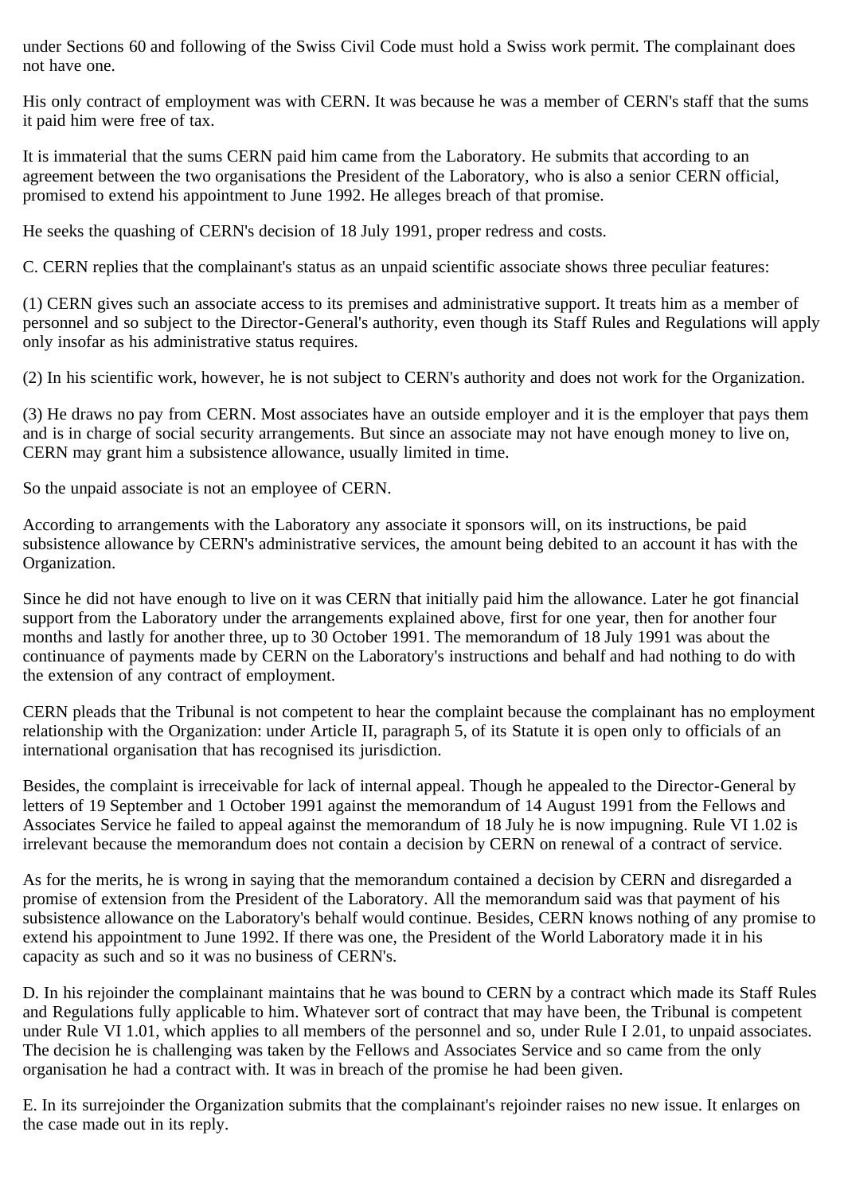under Sections 60 and following of the Swiss Civil Code must hold a Swiss work permit. The complainant does not have one.

His only contract of employment was with CERN. It was because he was a member of CERN's staff that the sums it paid him were free of tax.

It is immaterial that the sums CERN paid him came from the Laboratory. He submits that according to an agreement between the two organisations the President of the Laboratory, who is also a senior CERN official, promised to extend his appointment to June 1992. He alleges breach of that promise.

He seeks the quashing of CERN's decision of 18 July 1991, proper redress and costs.

C. CERN replies that the complainant's status as an unpaid scientific associate shows three peculiar features:

(1) CERN gives such an associate access to its premises and administrative support. It treats him as a member of personnel and so subject to the Director-General's authority, even though its Staff Rules and Regulations will apply only insofar as his administrative status requires.

(2) In his scientific work, however, he is not subject to CERN's authority and does not work for the Organization.

(3) He draws no pay from CERN. Most associates have an outside employer and it is the employer that pays them and is in charge of social security arrangements. But since an associate may not have enough money to live on, CERN may grant him a subsistence allowance, usually limited in time.

So the unpaid associate is not an employee of CERN.

According to arrangements with the Laboratory any associate it sponsors will, on its instructions, be paid subsistence allowance by CERN's administrative services, the amount being debited to an account it has with the Organization.

Since he did not have enough to live on it was CERN that initially paid him the allowance. Later he got financial support from the Laboratory under the arrangements explained above, first for one year, then for another four months and lastly for another three, up to 30 October 1991. The memorandum of 18 July 1991 was about the continuance of payments made by CERN on the Laboratory's instructions and behalf and had nothing to do with the extension of any contract of employment.

CERN pleads that the Tribunal is not competent to hear the complaint because the complainant has no employment relationship with the Organization: under Article II, paragraph 5, of its Statute it is open only to officials of an international organisation that has recognised its jurisdiction.

Besides, the complaint is irreceivable for lack of internal appeal. Though he appealed to the Director-General by letters of 19 September and 1 October 1991 against the memorandum of 14 August 1991 from the Fellows and Associates Service he failed to appeal against the memorandum of 18 July he is now impugning. Rule VI 1.02 is irrelevant because the memorandum does not contain a decision by CERN on renewal of a contract of service.

As for the merits, he is wrong in saying that the memorandum contained a decision by CERN and disregarded a promise of extension from the President of the Laboratory. All the memorandum said was that payment of his subsistence allowance on the Laboratory's behalf would continue. Besides, CERN knows nothing of any promise to extend his appointment to June 1992. If there was one, the President of the World Laboratory made it in his capacity as such and so it was no business of CERN's.

D. In his rejoinder the complainant maintains that he was bound to CERN by a contract which made its Staff Rules and Regulations fully applicable to him. Whatever sort of contract that may have been, the Tribunal is competent under Rule VI 1.01, which applies to all members of the personnel and so, under Rule I 2.01, to unpaid associates. The decision he is challenging was taken by the Fellows and Associates Service and so came from the only organisation he had a contract with. It was in breach of the promise he had been given.

E. In its surrejoinder the Organization submits that the complainant's rejoinder raises no new issue. It enlarges on the case made out in its reply.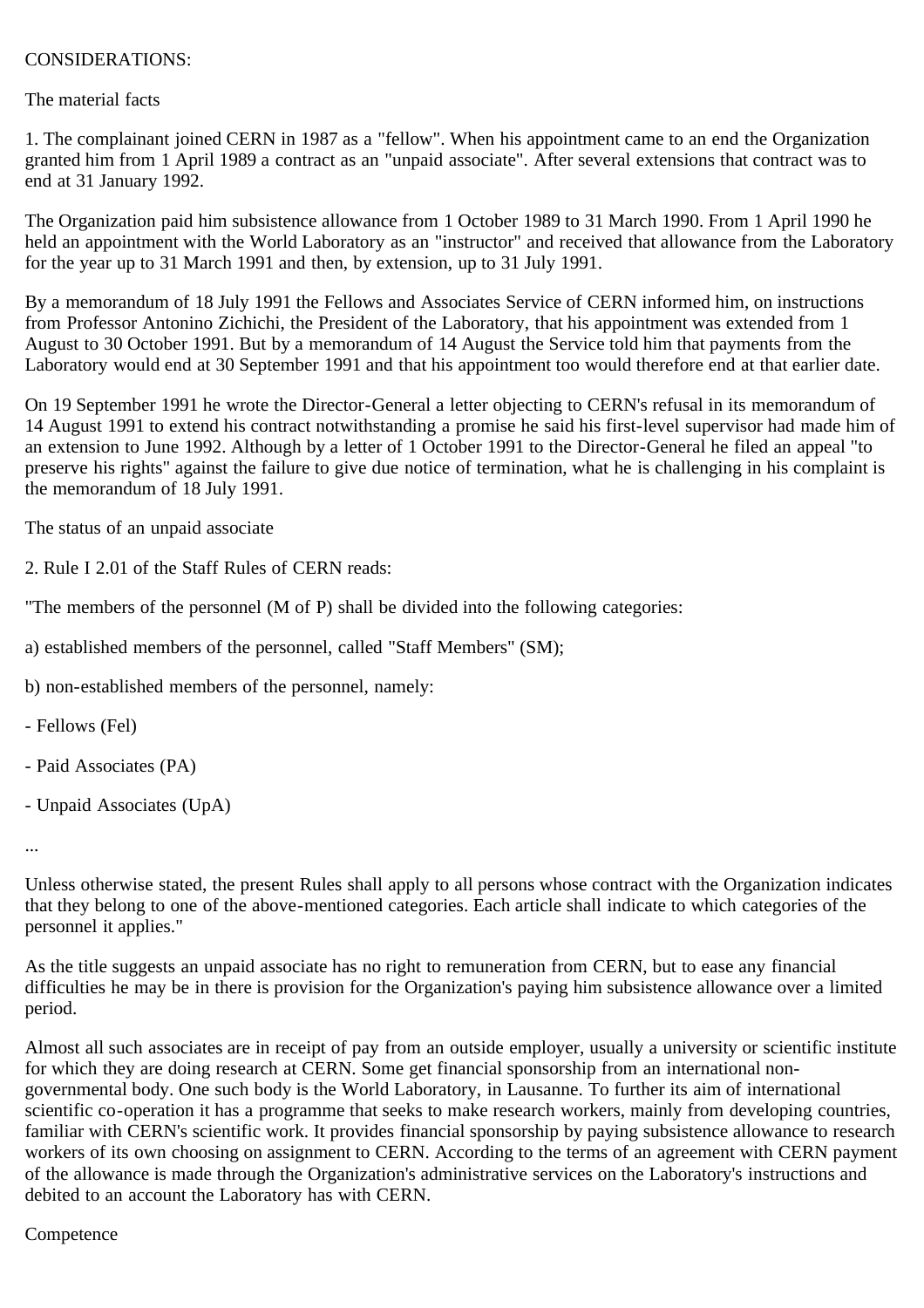CONSIDERATIONS:

The material facts

1. The complainant joined CERN in 1987 as a "fellow". When his appointment came to an end the Organization granted him from 1 April 1989 a contract as an "unpaid associate". After several extensions that contract was to end at 31 January 1992.

The Organization paid him subsistence allowance from 1 October 1989 to 31 March 1990. From 1 April 1990 he held an appointment with the World Laboratory as an "instructor" and received that allowance from the Laboratory for the year up to 31 March 1991 and then, by extension, up to 31 July 1991.

By a memorandum of 18 July 1991 the Fellows and Associates Service of CERN informed him, on instructions from Professor Antonino Zichichi, the President of the Laboratory, that his appointment was extended from 1 August to 30 October 1991. But by a memorandum of 14 August the Service told him that payments from the Laboratory would end at 30 September 1991 and that his appointment too would therefore end at that earlier date.

On 19 September 1991 he wrote the Director-General a letter objecting to CERN's refusal in its memorandum of 14 August 1991 to extend his contract notwithstanding a promise he said his first-level supervisor had made him of an extension to June 1992. Although by a letter of 1 October 1991 to the Director-General he filed an appeal "to preserve his rights" against the failure to give due notice of termination, what he is challenging in his complaint is the memorandum of 18 July 1991.

The status of an unpaid associate

2. Rule I 2.01 of the Staff Rules of CERN reads:

"The members of the personnel (M of P) shall be divided into the following categories:

a) established members of the personnel, called "Staff Members" (SM);

b) non-established members of the personnel, namely:

- Fellows (Fel)

- Paid Associates (PA)

- Unpaid Associates (UpA)

...

Unless otherwise stated, the present Rules shall apply to all persons whose contract with the Organization indicates that they belong to one of the above-mentioned categories. Each article shall indicate to which categories of the personnel it applies."

As the title suggests an unpaid associate has no right to remuneration from CERN, but to ease any financial difficulties he may be in there is provision for the Organization's paying him subsistence allowance over a limited period.

Almost all such associates are in receipt of pay from an outside employer, usually a university or scientific institute for which they are doing research at CERN. Some get financial sponsorship from an international non-governmental body. One such body is the World Laboratory, in Lausanne. To further its aim of international scientific co-operation it has a programme that seeks to make research workers, mainly from developing countries, familiar with CERN's scientific work. It provides financial sponsorship by paying subsistence allowance to research workers of its own choosing on assignment to CERN. According to the terms of an agreement with CERN payment of the allowance is made through the Organization's administrative services on the Laboratory's instructions and debited to an account the Laboratory has with CERN.

Competence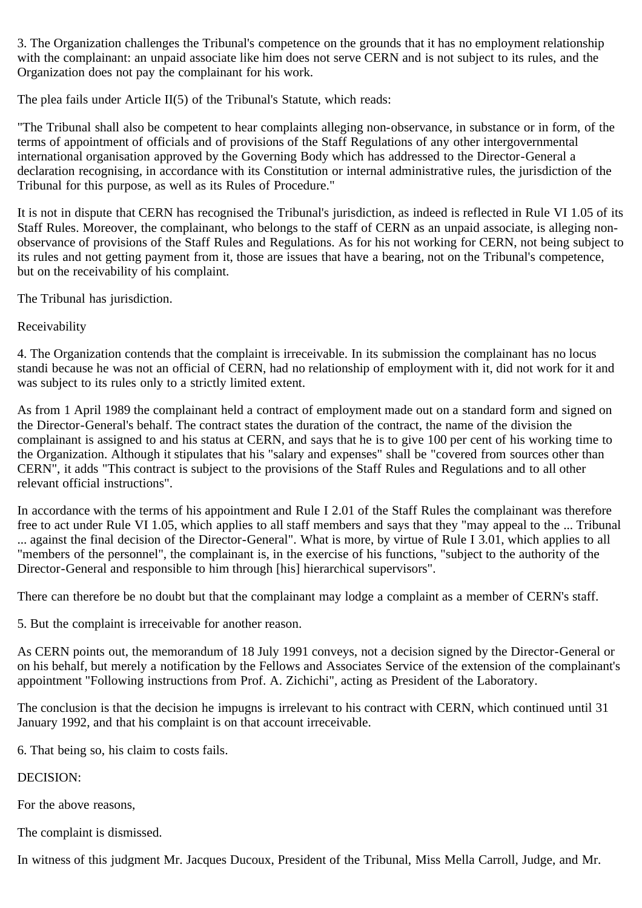3. The Organization challenges the Tribunal's competence on the grounds that it has no employment relationship with the complainant: an unpaid associate like him does not serve CERN and is not subject to its rules, and the Organization does not pay the complainant for his work.

The plea fails under Article II(5) of the Tribunal's Statute, which reads:

"The Tribunal shall also be competent to hear complaints alleging non-observance, in substance or in form, of the terms of appointment of officials and of provisions of the Staff Regulations of any other intergovernmental international organisation approved by the Governing Body which has addressed to the Director-General a declaration recognising, in accordance with its Constitution or internal administrative rules, the jurisdiction of the Tribunal for this purpose, as well as its Rules of Procedure."

It is not in dispute that CERN has recognised the Tribunal's jurisdiction, as indeed is reflected in Rule VI 1.05 of its Staff Rules. Moreover, the complainant, who belongs to the staff of CERN as an unpaid associate, is alleging non-observance of provisions of the Staff Rules and Regulations. As for his not working for CERN, not being subject to its rules and not getting payment from it, those are issues that have a bearing, not on the Tribunal's competence, but on the receivability of his complaint.

The Tribunal has jurisdiction.

Receivability

4. The Organization contends that the complaint is irreceivable. In its submission the complainant has no locus standi because he was not an official of CERN, had no relationship of employment with it, did not work for it and was subject to its rules only to a strictly limited extent.

As from 1 April 1989 the complainant held a contract of employment made out on a standard form and signed on the Director-General's behalf. The contract states the duration of the contract, the name of the division the complainant is assigned to and his status at CERN, and says that he is to give 100 per cent of his working time to the Organization. Although it stipulates that his "salary and expenses" shall be "covered from sources other than CERN", it adds "This contract is subject to the provisions of the Staff Rules and Regulations and to all other relevant official instructions".

In accordance with the terms of his appointment and Rule I 2.01 of the Staff Rules the complainant was therefore free to act under Rule VI 1.05, which applies to all staff members and says that they "may appeal to the ... Tribunal ... against the final decision of the Director-General". What is more, by virtue of Rule I 3.01, which applies to all "members of the personnel", the complainant is, in the exercise of his functions, "subject to the authority of the Director-General and responsible to him through [his] hierarchical supervisors".

There can therefore be no doubt but that the complainant may lodge a complaint as a member of CERN's staff.

5. But the complaint is irreceivable for another reason.

As CERN points out, the memorandum of 18 July 1991 conveys, not a decision signed by the Director-General or on his behalf, but merely a notification by the Fellows and Associates Service of the extension of the complainant's appointment "Following instructions from Prof. A. Zichichi", acting as President of the Laboratory.

The conclusion is that the decision he impugns is irrelevant to his contract with CERN, which continued until 31 January 1992, and that his complaint is on that account irreceivable.

6. That being so, his claim to costs fails.

DECISION:

For the above reasons,

The complaint is dismissed.

In witness of this judgment Mr. Jacques Ducoux, President of the Tribunal, Miss Mella Carroll, Judge, and Mr.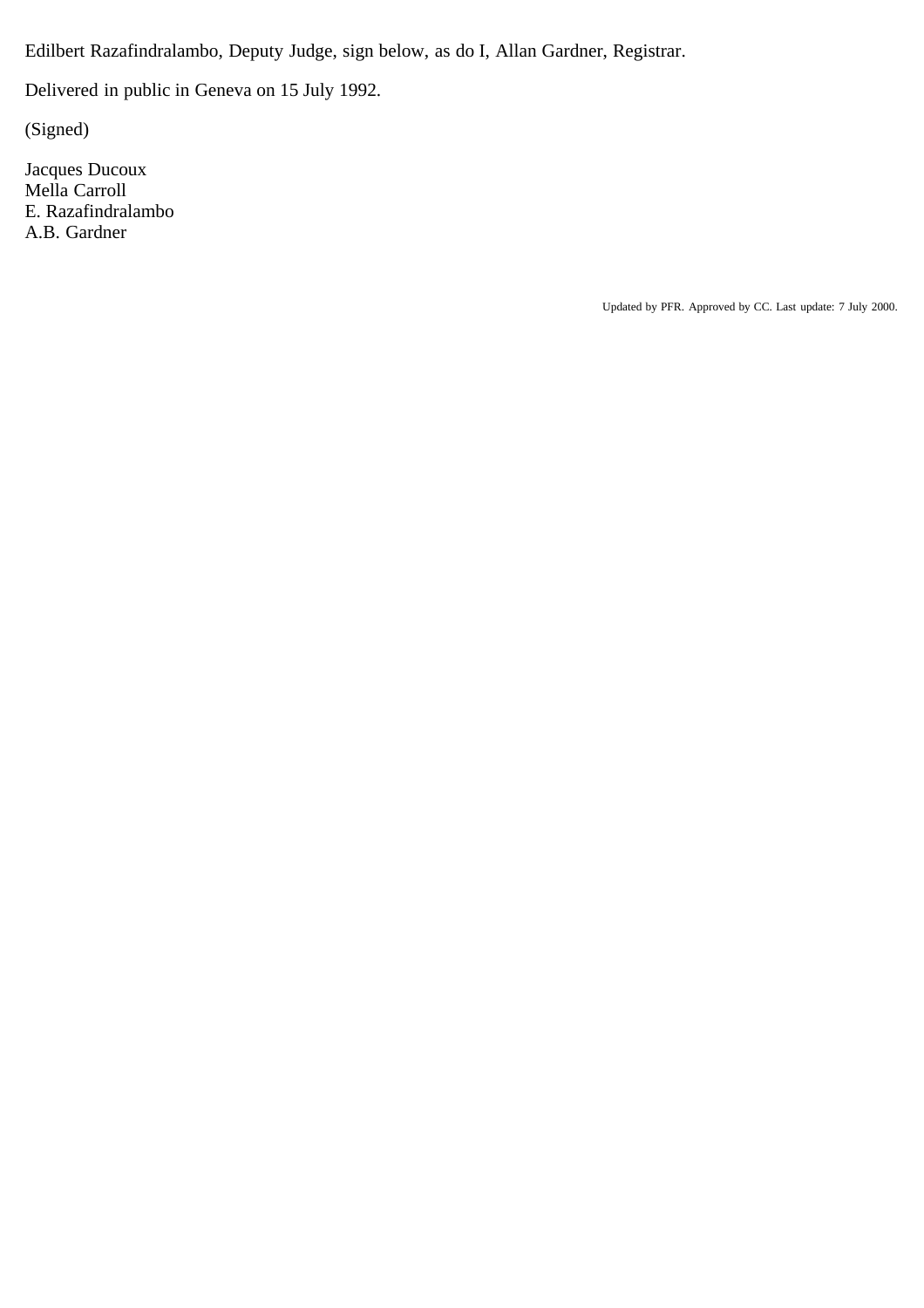Edilbert Razafindralambo, Deputy Judge, sign below, as do I, Allan Gardner, Registrar.

Delivered in public in Geneva on 15 July 1992.

(Signed)

Jacques Ducoux  
Mella Carroll  
E. Razafindralambo  
A.B. Gardner

Updated by PFR. Approved by CC. Last update: 7 July 2000.